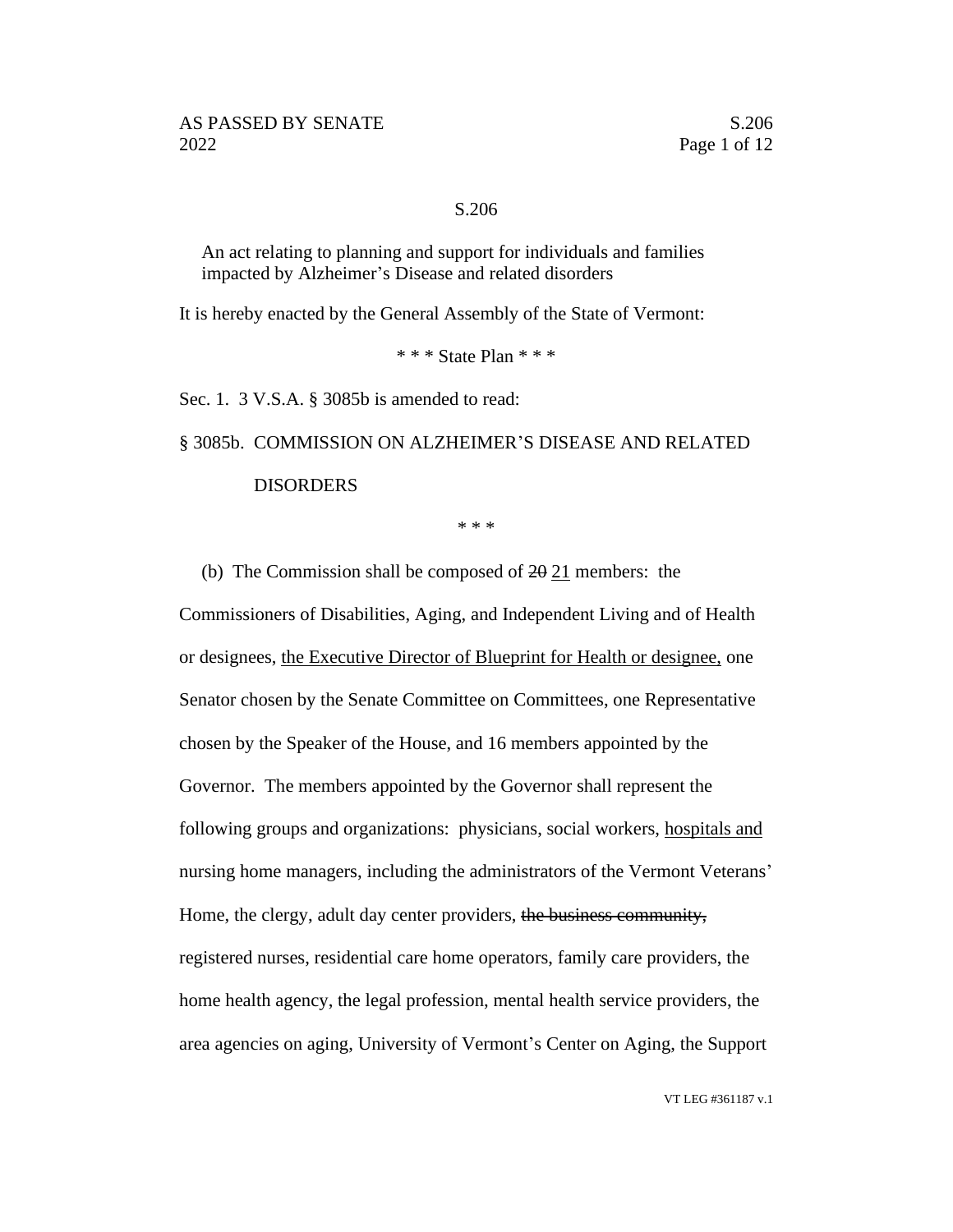S.206

An act relating to planning and support for individuals and families impacted by Alzheimer's Disease and related disorders

It is hereby enacted by the General Assembly of the State of Vermont:

\* \* \* State Plan \* \* \*

Sec. 1. 3 V.S.A. § 3085b is amended to read:

§ 3085b. COMMISSION ON ALZHEIMER'S DISEASE AND RELATED DISORDERS

\* \* \*

(b) The Commission shall be composed of ~~20~~ <u>21</u> members: the Commissioners of Disabilities, Aging, and Independent Living and of Health or designees, <u>the Executive Director of Blueprint for Health or designee,</u> one Senator chosen by the Senate Committee on Committees, one Representative chosen by the Speaker of the House, and 16 members appointed by the Governor. The members appointed by the Governor shall represent the following groups and organizations: physicians, social workers, <u>hospitals and</u> nursing home managers, including the administrators of the Vermont Veterans' Home, the clergy, adult day center providers, ~~the business community,~~ registered nurses, residential care home operators, family care providers, the home health agency, the legal profession, mental health service providers, the area agencies on aging, University of Vermont's Center on Aging, the Support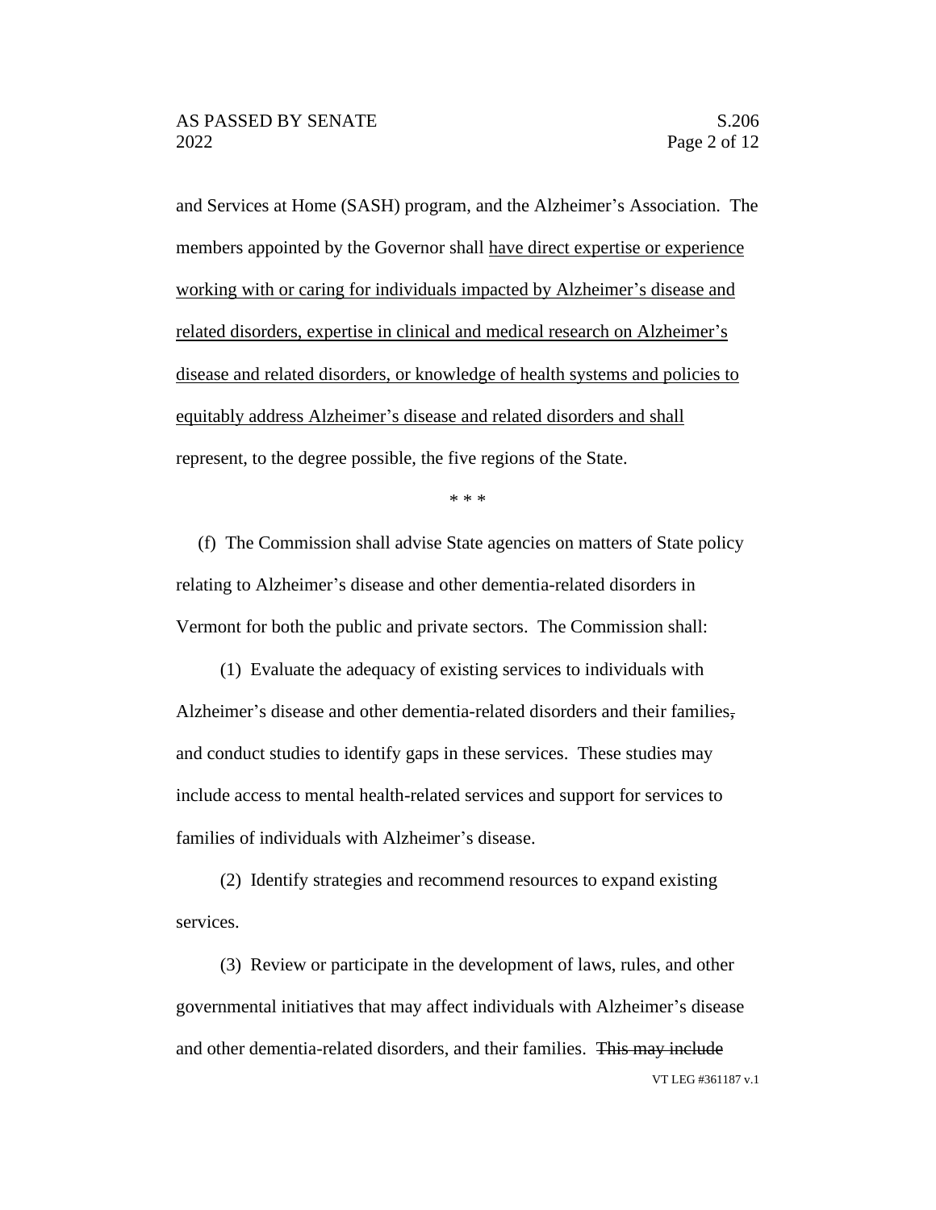and Services at Home (SASH) program, and the Alzheimer's Association. The members appointed by the Governor shall <u>have direct expertise or experience working with or caring for individuals impacted by Alzheimer's disease and related disorders, expertise in clinical and medical research on Alzheimer's disease and related disorders, or knowledge of health systems and policies to equitably address Alzheimer's disease and related disorders and shall</u> represent, to the degree possible, the five regions of the State.

\* \* \*

(f) The Commission shall advise State agencies on matters of State policy relating to Alzheimer's disease and other dementia-related disorders in Vermont for both the public and private sectors. The Commission shall:

(1) Evaluate the adequacy of existing services to individuals with Alzheimer's disease and other dementia-related disorders and their families~~,~~ and conduct studies to identify gaps in these services. These studies may include access to mental health-related services and support for services to families of individuals with Alzheimer's disease.

(2) Identify strategies and recommend resources to expand existing services.

(3) Review or participate in the development of laws, rules, and other governmental initiatives that may affect individuals with Alzheimer's disease and other dementia-related disorders, and their families. ~~This may include~~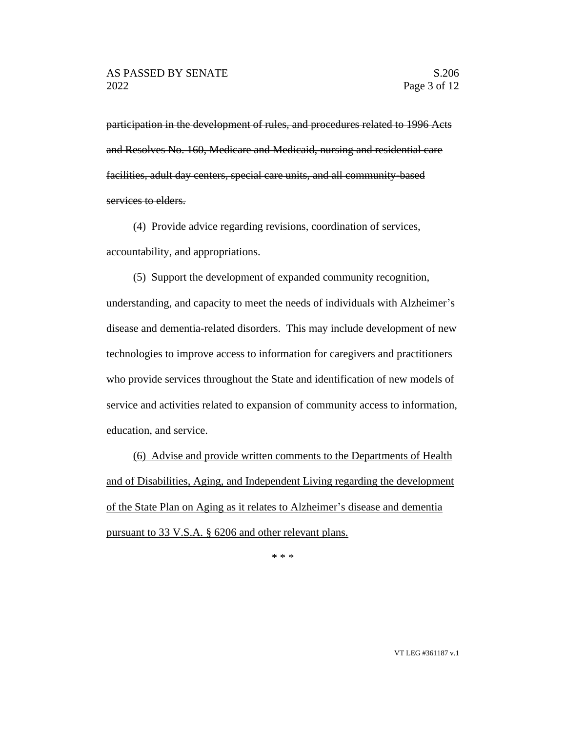~~participation in the development of rules, and procedures related to 1996 Acts and Resolves No. 160, Medicare and Medicaid, nursing and residential care facilities, adult day centers, special care units, and all community-based services to elders.~~

(4) Provide advice regarding revisions, coordination of services, accountability, and appropriations.

(5) Support the development of expanded community recognition, understanding, and capacity to meet the needs of individuals with Alzheimer's disease and dementia-related disorders. This may include development of new technologies to improve access to information for caregivers and practitioners who provide services throughout the State and identification of new models of service and activities related to expansion of community access to information, education, and service.

<u>(6) Advise and provide written comments to the Departments of Health and of Disabilities, Aging, and Independent Living regarding the development of the State Plan on Aging as it relates to Alzheimer's disease and dementia pursuant to 33 V.S.A. § 6206 and other relevant plans.</u>

\* \* \*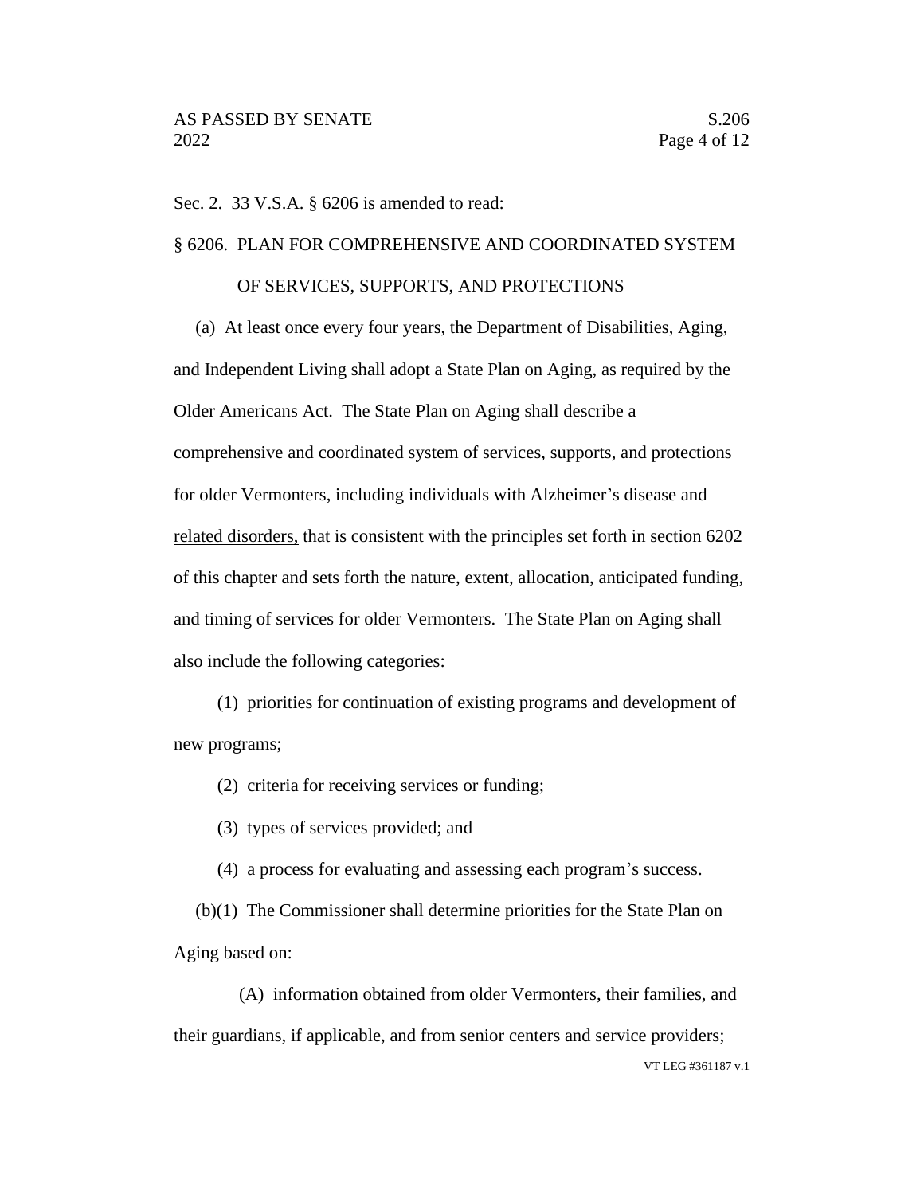Sec. 2. 33 V.S.A. § 6206 is amended to read:

§ 6206. PLAN FOR COMPREHENSIVE AND COORDINATED SYSTEM OF SERVICES, SUPPORTS, AND PROTECTIONS

(a) At least once every four years, the Department of Disabilities, Aging, and Independent Living shall adopt a State Plan on Aging, as required by the Older Americans Act. The State Plan on Aging shall describe a comprehensive and coordinated system of services, supports, and protections for older Vermonters<u>, including individuals with Alzheimer's disease and related disorders,</u> that is consistent with the principles set forth in section 6202 of this chapter and sets forth the nature, extent, allocation, anticipated funding, and timing of services for older Vermonters. The State Plan on Aging shall also include the following categories:

(1) priorities for continuation of existing programs and development of new programs;

(2) criteria for receiving services or funding;

(3) types of services provided; and

(4) a process for evaluating and assessing each program's success.

(b)(1) The Commissioner shall determine priorities for the State Plan on Aging based on:

(A) information obtained from older Vermonters, their families, and their guardians, if applicable, and from senior centers and service providers;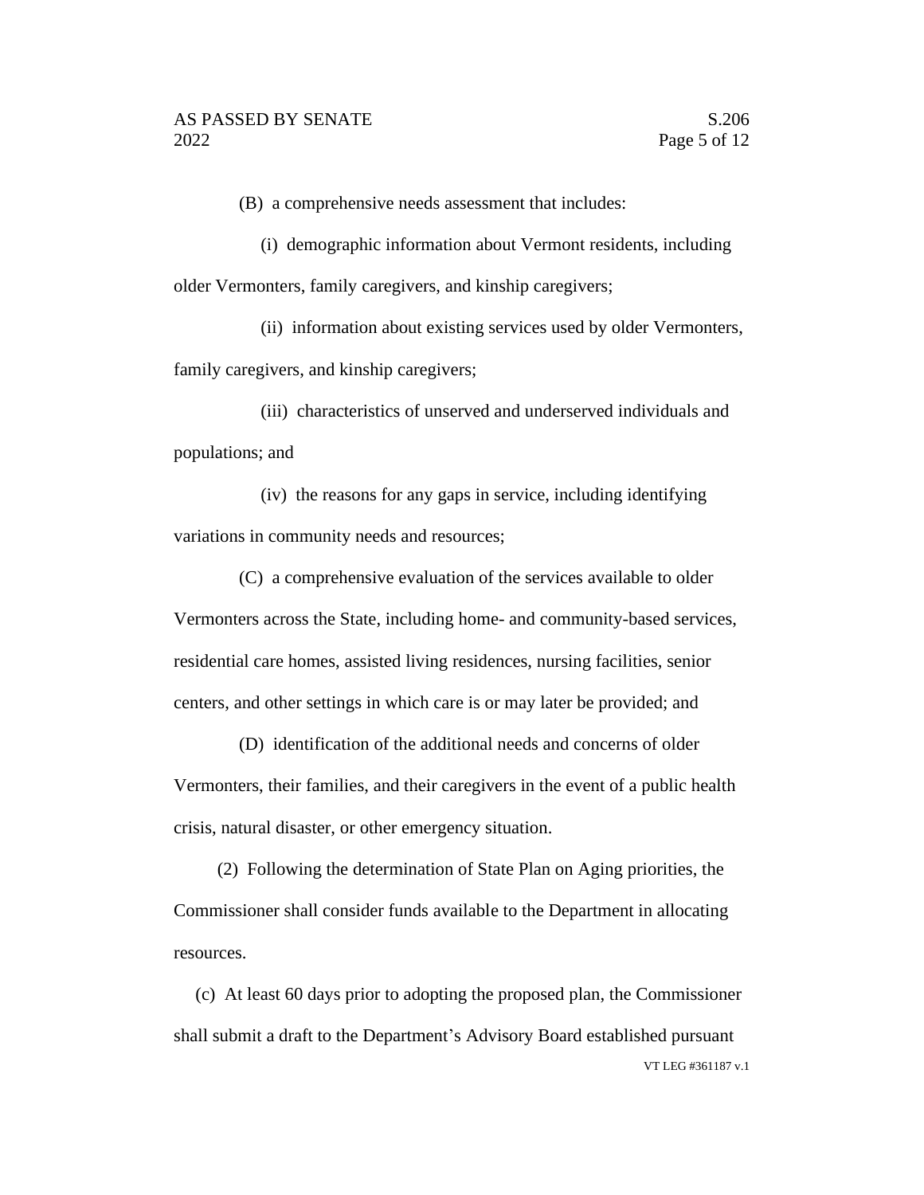(B) a comprehensive needs assessment that includes:

(i) demographic information about Vermont residents, including older Vermonters, family caregivers, and kinship caregivers;

(ii) information about existing services used by older Vermonters, family caregivers, and kinship caregivers;

(iii) characteristics of unserved and underserved individuals and populations; and

(iv) the reasons for any gaps in service, including identifying variations in community needs and resources;

(C) a comprehensive evaluation of the services available to older Vermonters across the State, including home- and community-based services, residential care homes, assisted living residences, nursing facilities, senior centers, and other settings in which care is or may later be provided; and

(D) identification of the additional needs and concerns of older Vermonters, their families, and their caregivers in the event of a public health crisis, natural disaster, or other emergency situation.

(2) Following the determination of State Plan on Aging priorities, the Commissioner shall consider funds available to the Department in allocating resources.

(c) At least 60 days prior to adopting the proposed plan, the Commissioner shall submit a draft to the Department's Advisory Board established pursuant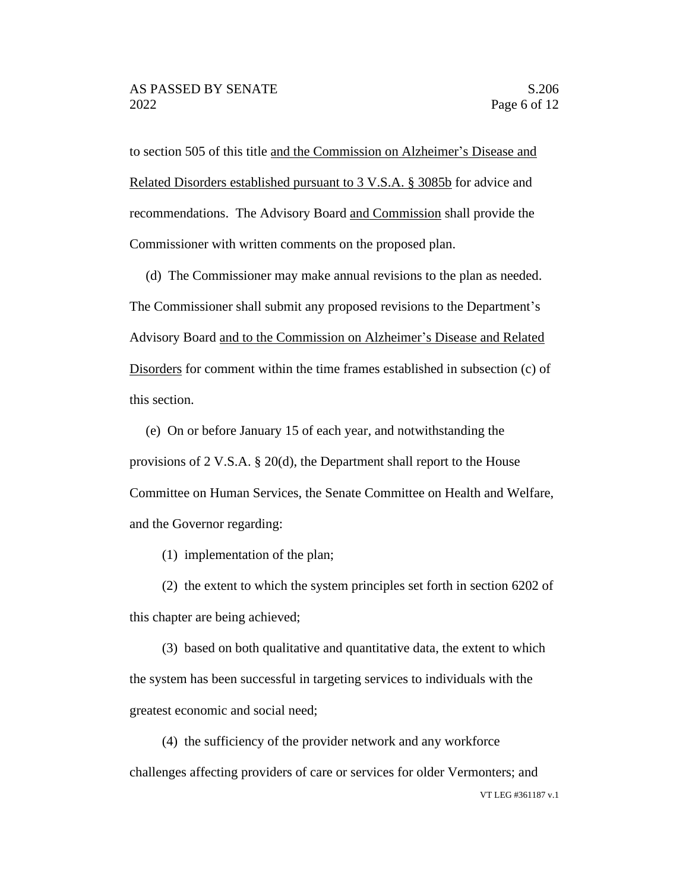to section 505 of this title <u>and the Commission on Alzheimer's Disease and Related Disorders established pursuant to 3 V.S.A. § 3085b</u> for advice and recommendations. The Advisory Board <u>and Commission</u> shall provide the Commissioner with written comments on the proposed plan.

(d) The Commissioner may make annual revisions to the plan as needed. The Commissioner shall submit any proposed revisions to the Department's Advisory Board <u>and to the Commission on Alzheimer's Disease and Related Disorders</u> for comment within the time frames established in subsection (c) of this section.

(e) On or before January 15 of each year, and notwithstanding the provisions of 2 V.S.A. § 20(d), the Department shall report to the House Committee on Human Services, the Senate Committee on Health and Welfare, and the Governor regarding:

(1) implementation of the plan;

(2) the extent to which the system principles set forth in section 6202 of this chapter are being achieved;

(3) based on both qualitative and quantitative data, the extent to which the system has been successful in targeting services to individuals with the greatest economic and social need;

(4) the sufficiency of the provider network and any workforce challenges affecting providers of care or services for older Vermonters; and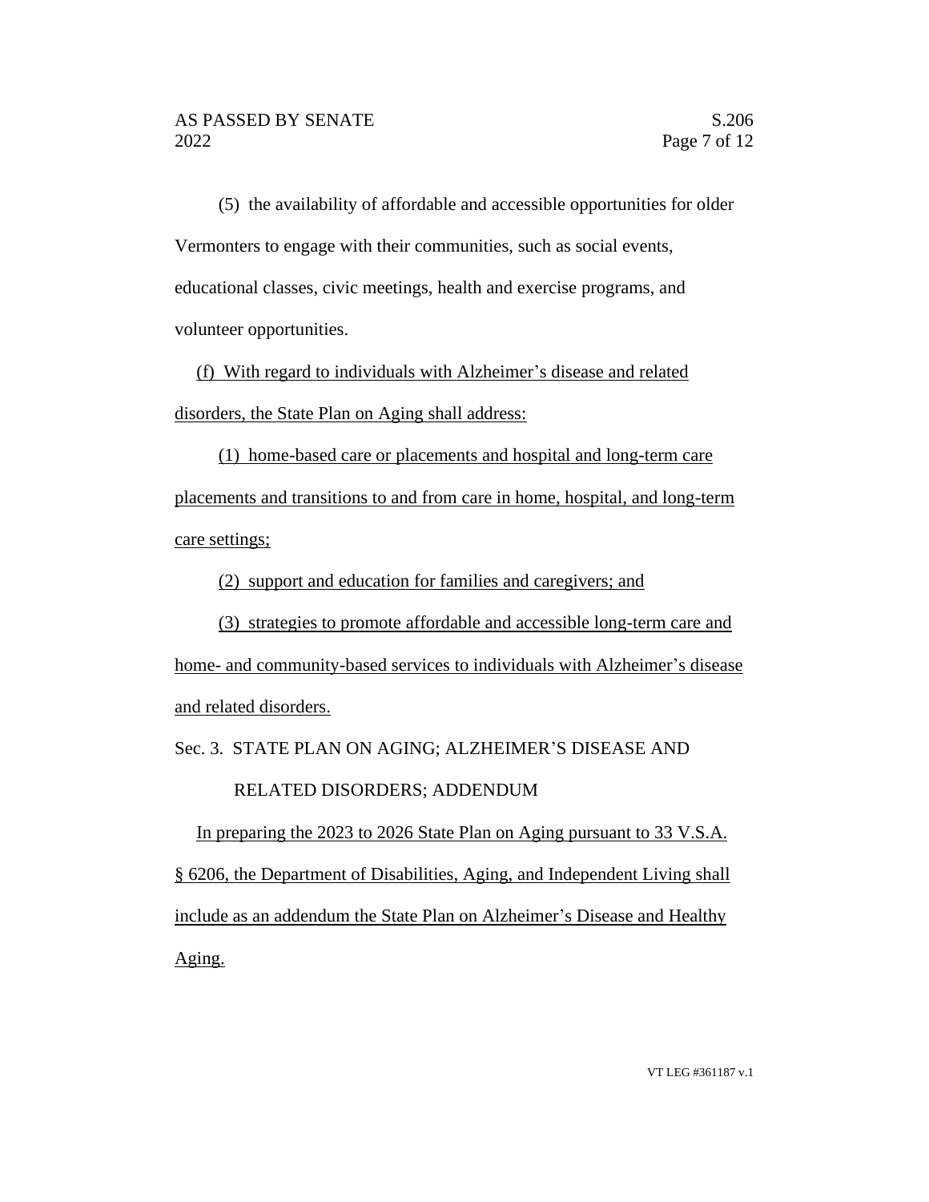(5) the availability of affordable and accessible opportunities for older Vermonters to engage with their communities, such as social events, educational classes, civic meetings, health and exercise programs, and volunteer opportunities.

(f) With regard to individuals with Alzheimer's disease and related disorders, the State Plan on Aging shall address:

(1) home-based care or placements and hospital and long-term care placements and transitions to and from care in home, hospital, and long-term care settings;

(2) support and education for families and caregivers; and

(3) strategies to promote affordable and accessible long-term care and home- and community-based services to individuals with Alzheimer's disease and related disorders.

Sec. 3. STATE PLAN ON AGING; ALZHEIMER'S DISEASE AND RELATED DISORDERS; ADDENDUM

In preparing the 2023 to 2026 State Plan on Aging pursuant to 33 V.S.A. § 6206, the Department of Disabilities, Aging, and Independent Living shall include as an addendum the State Plan on Alzheimer's Disease and Healthy Aging.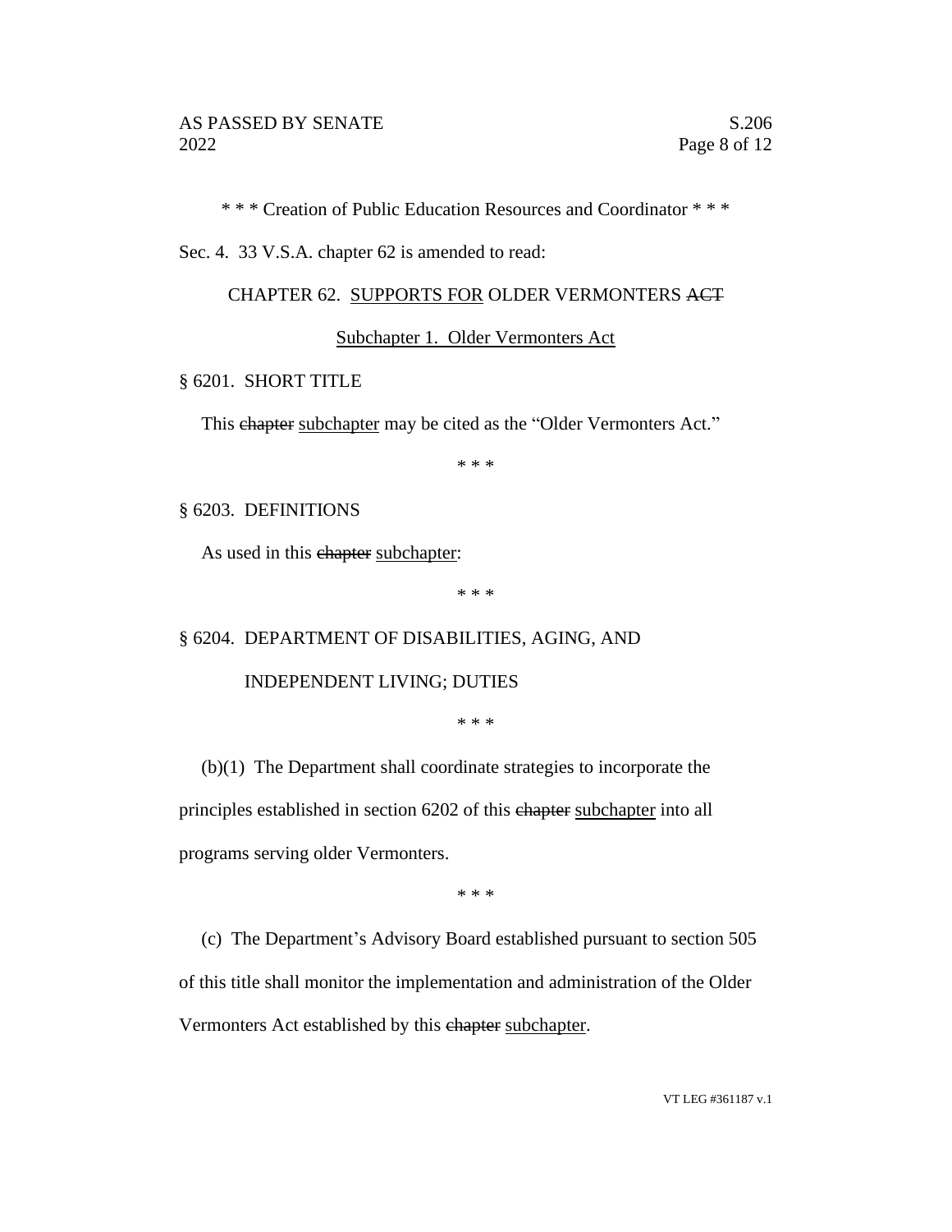\* \* \* Creation of Public Education Resources and Coordinator \* \* \*

Sec. 4. 33 V.S.A. chapter 62 is amended to read:

CHAPTER 62. <u>SUPPORTS FOR</u> OLDER VERMONTERS ~~ACT~~

<u>Subchapter 1. Older Vermonters Act</u>

§ 6201. SHORT TITLE

This ~~chapter~~ <u>subchapter</u> may be cited as the "Older Vermonters Act."

\* \* \*

§ 6203. DEFINITIONS

As used in this ~~chapter~~ <u>subchapter</u>:

\* \* \*

§ 6204. DEPARTMENT OF DISABILITIES, AGING, AND INDEPENDENT LIVING; DUTIES

\* \* \*

(b)(1) The Department shall coordinate strategies to incorporate the principles established in section 6202 of this ~~chapter~~ <u>subchapter</u> into all programs serving older Vermonters.

\* \* \*

(c) The Department's Advisory Board established pursuant to section 505 of this title shall monitor the implementation and administration of the Older Vermonters Act established by this ~~chapter~~ <u>subchapter</u>.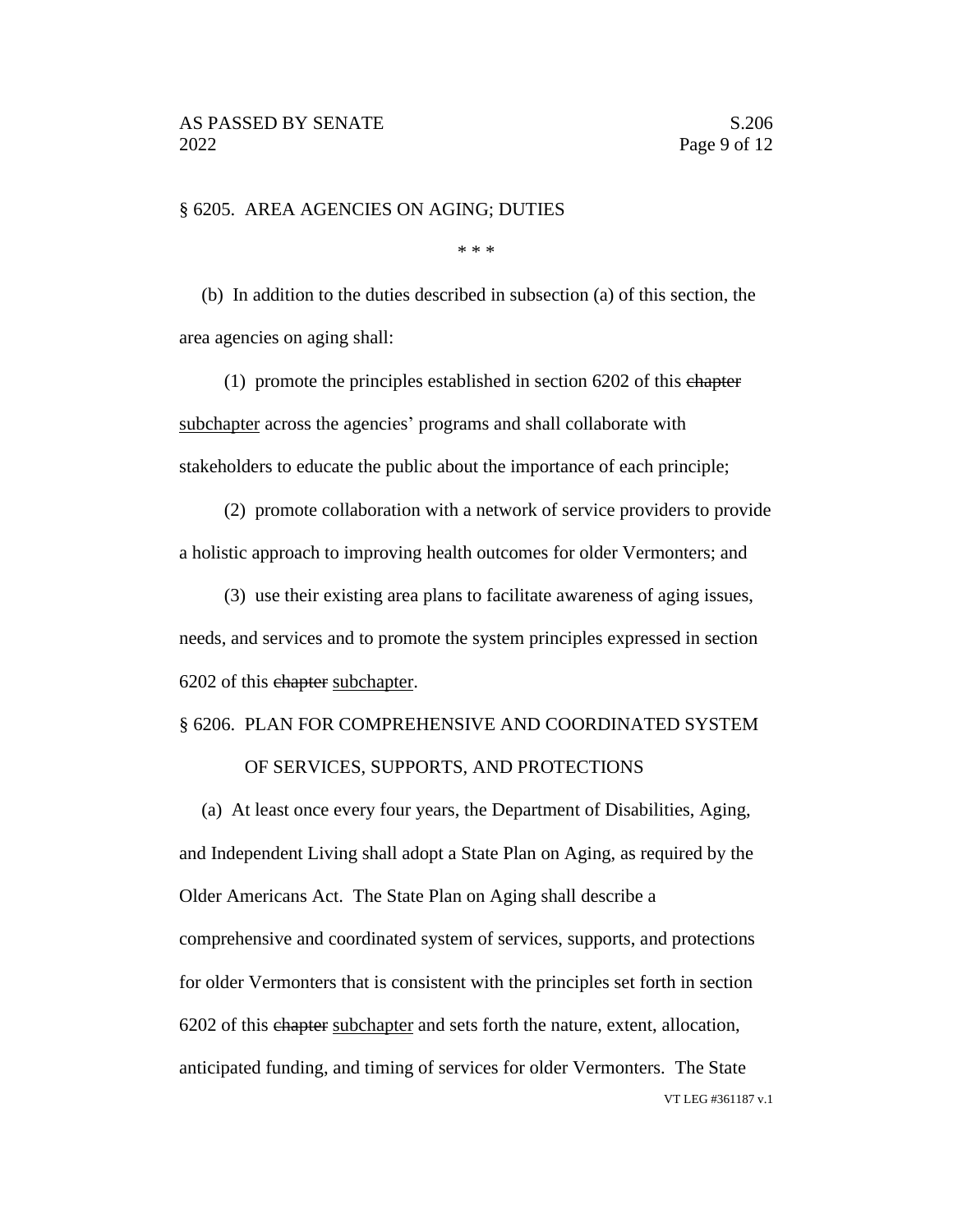§ 6205. AREA AGENCIES ON AGING; DUTIES

\* \* \*

(b) In addition to the duties described in subsection (a) of this section, the area agencies on aging shall:

(1) promote the principles established in section 6202 of this ~~chapter~~ <u>subchapter</u> across the agencies' programs and shall collaborate with stakeholders to educate the public about the importance of each principle;

(2) promote collaboration with a network of service providers to provide a holistic approach to improving health outcomes for older Vermonters; and

(3) use their existing area plans to facilitate awareness of aging issues, needs, and services and to promote the system principles expressed in section 6202 of this ~~chapter~~ <u>subchapter</u>.

§ 6206. PLAN FOR COMPREHENSIVE AND COORDINATED SYSTEM OF SERVICES, SUPPORTS, AND PROTECTIONS

(a) At least once every four years, the Department of Disabilities, Aging, and Independent Living shall adopt a State Plan on Aging, as required by the Older Americans Act. The State Plan on Aging shall describe a comprehensive and coordinated system of services, supports, and protections for older Vermonters that is consistent with the principles set forth in section 6202 of this ~~chapter~~ <u>subchapter</u> and sets forth the nature, extent, allocation, anticipated funding, and timing of services for older Vermonters. The State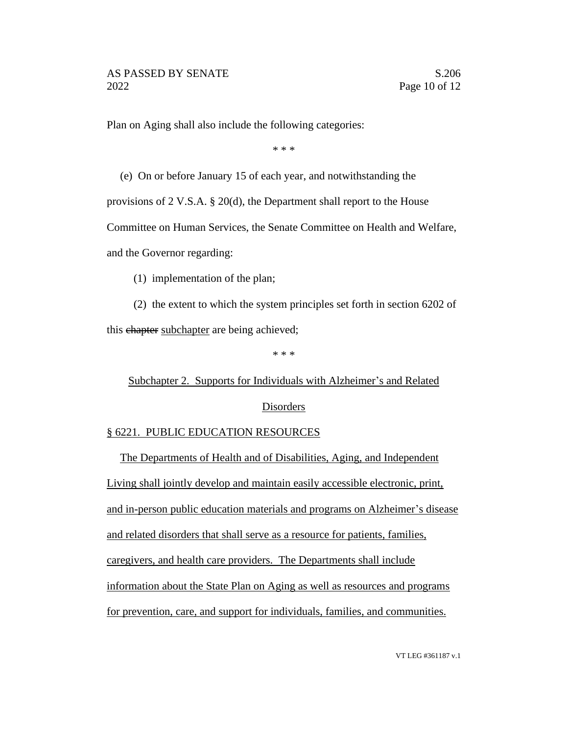Plan on Aging shall also include the following categories:

\* \* \*

(e) On or before January 15 of each year, and notwithstanding the provisions of 2 V.S.A. § 20(d), the Department shall report to the House Committee on Human Services, the Senate Committee on Health and Welfare, and the Governor regarding:

(1) implementation of the plan;

(2) the extent to which the system principles set forth in section 6202 of this ~~chapter~~ <u>subchapter</u> are being achieved;

\* \* \*

<u>Subchapter 2. Supports for Individuals with Alzheimer's and Related Disorders</u>

<u>§ 6221. PUBLIC EDUCATION RESOURCES</u>

<u>The Departments of Health and of Disabilities, Aging, and Independent Living shall jointly develop and maintain easily accessible electronic, print, and in-person public education materials and programs on Alzheimer's disease and related disorders that shall serve as a resource for patients, families, caregivers, and health care providers. The Departments shall include information about the State Plan on Aging as well as resources and programs for prevention, care, and support for individuals, families, and communities.</u>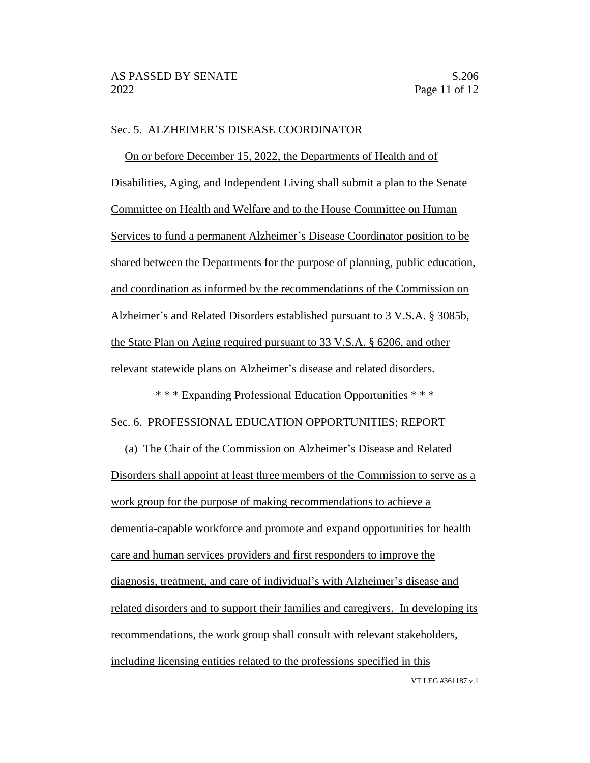Sec. 5. ALZHEIMER'S DISEASE COORDINATOR

On or before December 15, 2022, the Departments of Health and of Disabilities, Aging, and Independent Living shall submit a plan to the Senate Committee on Health and Welfare and to the House Committee on Human Services to fund a permanent Alzheimer's Disease Coordinator position to be shared between the Departments for the purpose of planning, public education, and coordination as informed by the recommendations of the Commission on Alzheimer's and Related Disorders established pursuant to 3 V.S.A. § 3085b, the State Plan on Aging required pursuant to 33 V.S.A. § 6206, and other relevant statewide plans on Alzheimer's disease and related disorders.

\* \* \* Expanding Professional Education Opportunities \* \* \*

Sec. 6. PROFESSIONAL EDUCATION OPPORTUNITIES; REPORT

(a) The Chair of the Commission on Alzheimer's Disease and Related Disorders shall appoint at least three members of the Commission to serve as a work group for the purpose of making recommendations to achieve a dementia-capable workforce and promote and expand opportunities for health care and human services providers and first responders to improve the diagnosis, treatment, and care of individual's with Alzheimer's disease and related disorders and to support their families and caregivers. In developing its recommendations, the work group shall consult with relevant stakeholders, including licensing entities related to the professions specified in this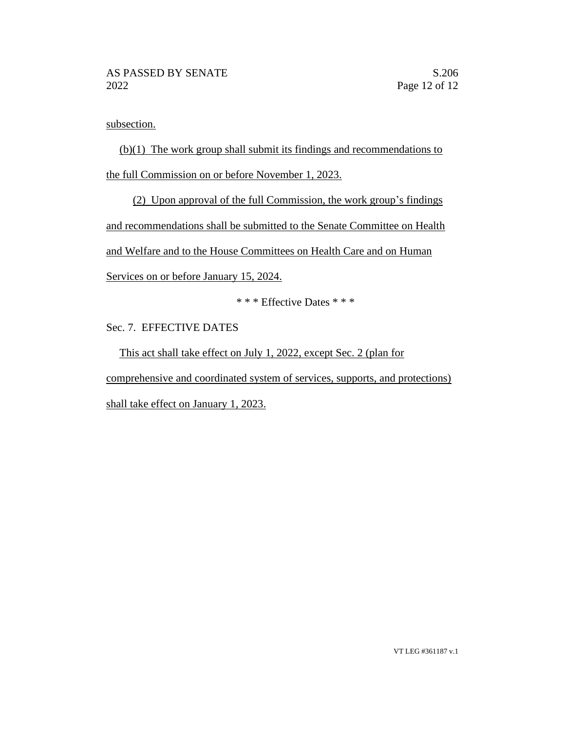subsection.

(b)(1) The work group shall submit its findings and recommendations to the full Commission on or before November 1, 2023.

(2) Upon approval of the full Commission, the work group's findings and recommendations shall be submitted to the Senate Committee on Health and Welfare and to the House Committees on Health Care and on Human Services on or before January 15, 2024.

\* \* \* Effective Dates \* \* \*

Sec. 7. EFFECTIVE DATES

This act shall take effect on July 1, 2022, except Sec. 2 (plan for comprehensive and coordinated system of services, supports, and protections) shall take effect on January 1, 2023.